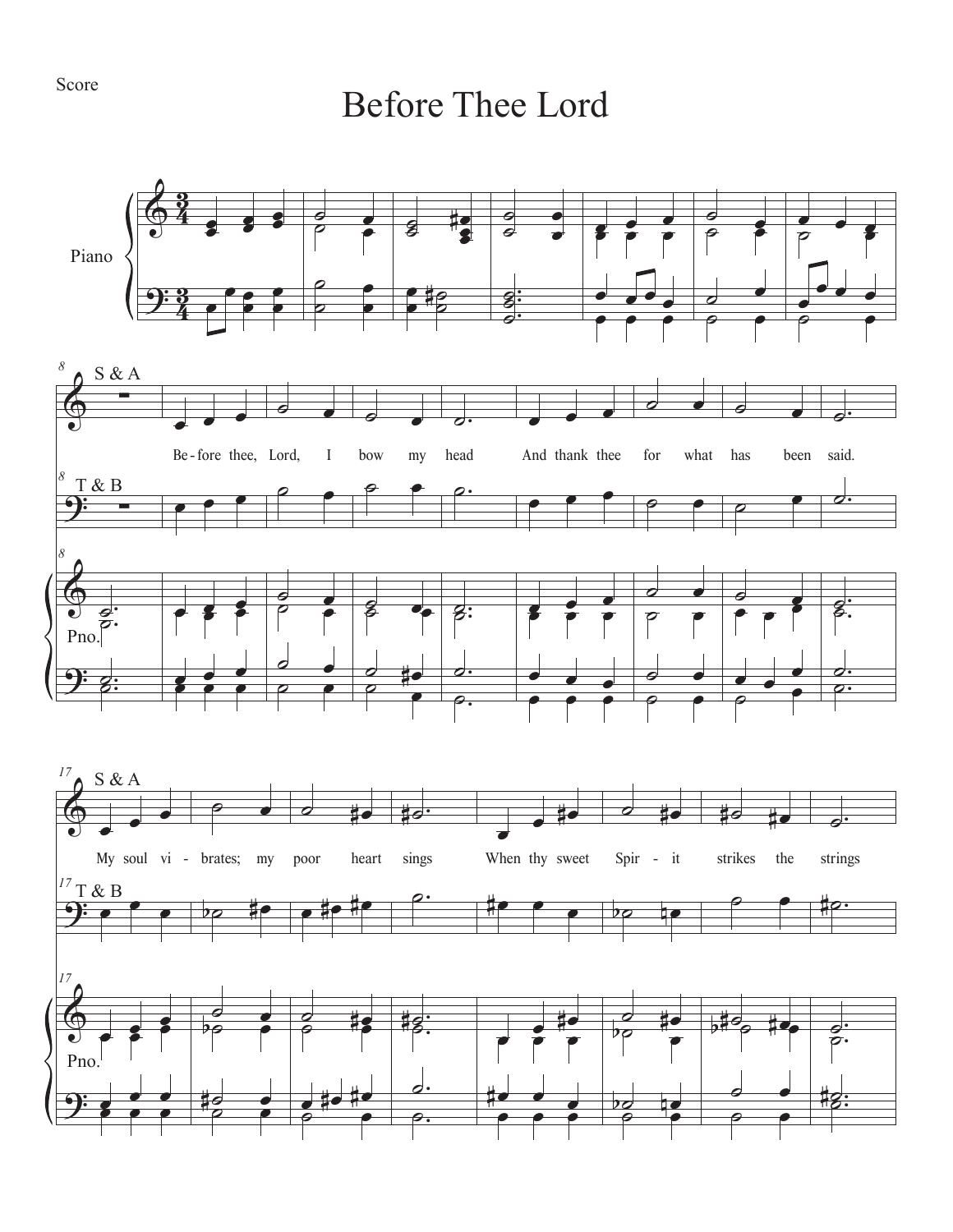Score

# Before Thee Lord

Piano

S & A

Be - fore thee, Lord, I bow my head And thank thee for what has been said.

T & B

Pno.

S & A

My soul vi - brates; my poor heart sings When thy sweet Spir - it strikes the strings

T & B

Pno.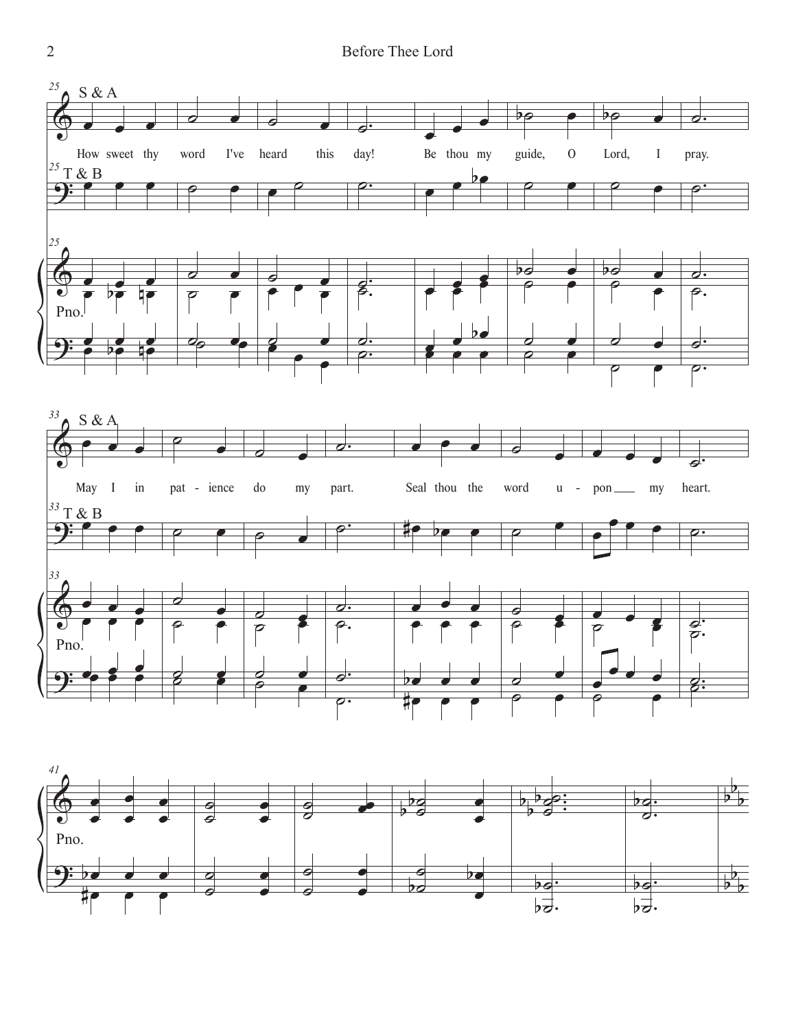S & A

How sweet thy word I've heard this day! Be thou my guide, O Lord, I pray.

T & B

Pno.

S & A

May I in pat - ience do my part. Seal thou the word u - pon my heart.

T & B

Pno.

Pno.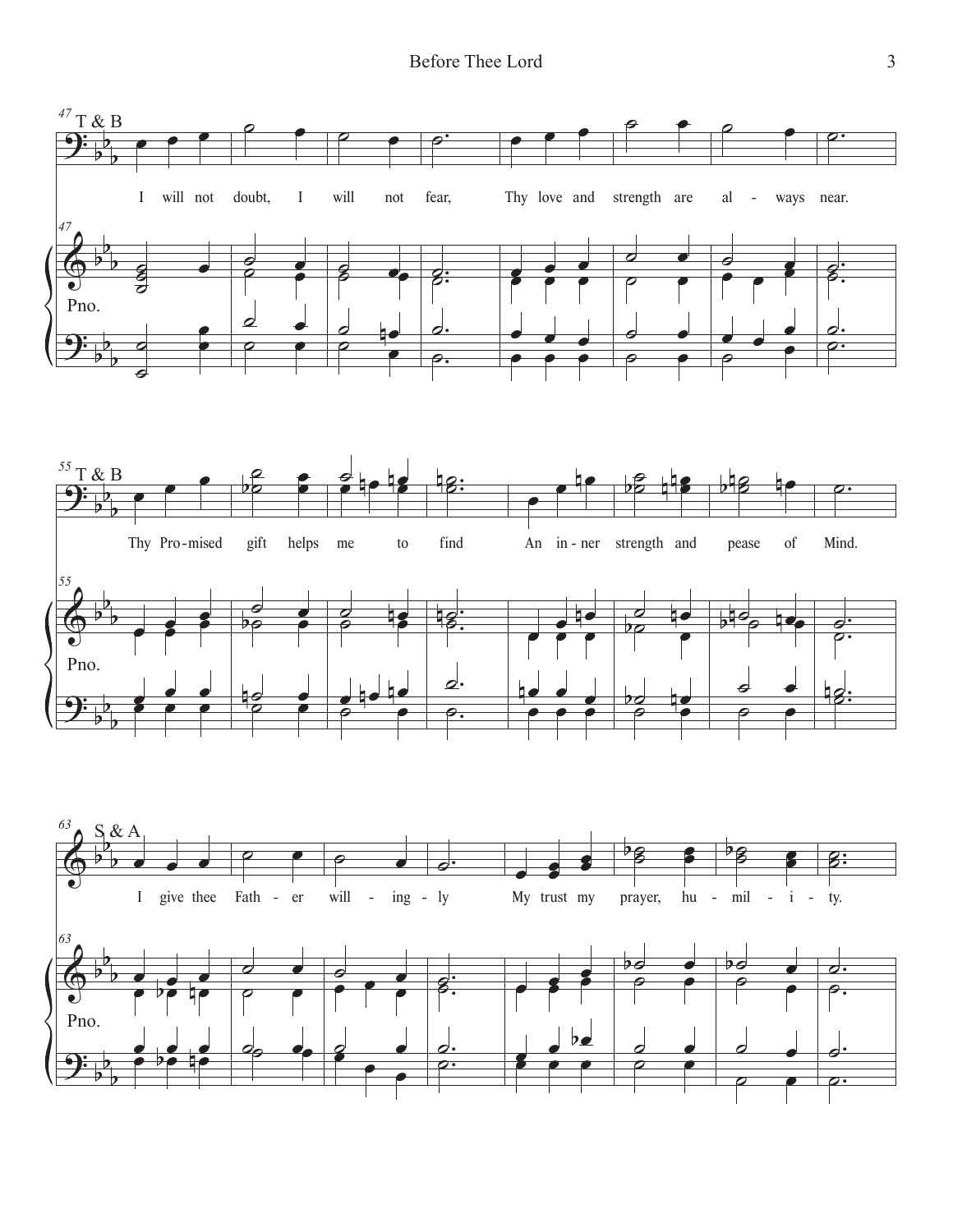T & B

I will not doubt, I will not fear, Thy love and strength are al - ways near.

Pno.

T & B

Thy Pro-mised gift helps me to find An in-ner strength and pease of Mind.

Pno.

S & A

I give thee Fath - er will - ing - ly My trust my prayer, hu - mil - i - ty.

Pno.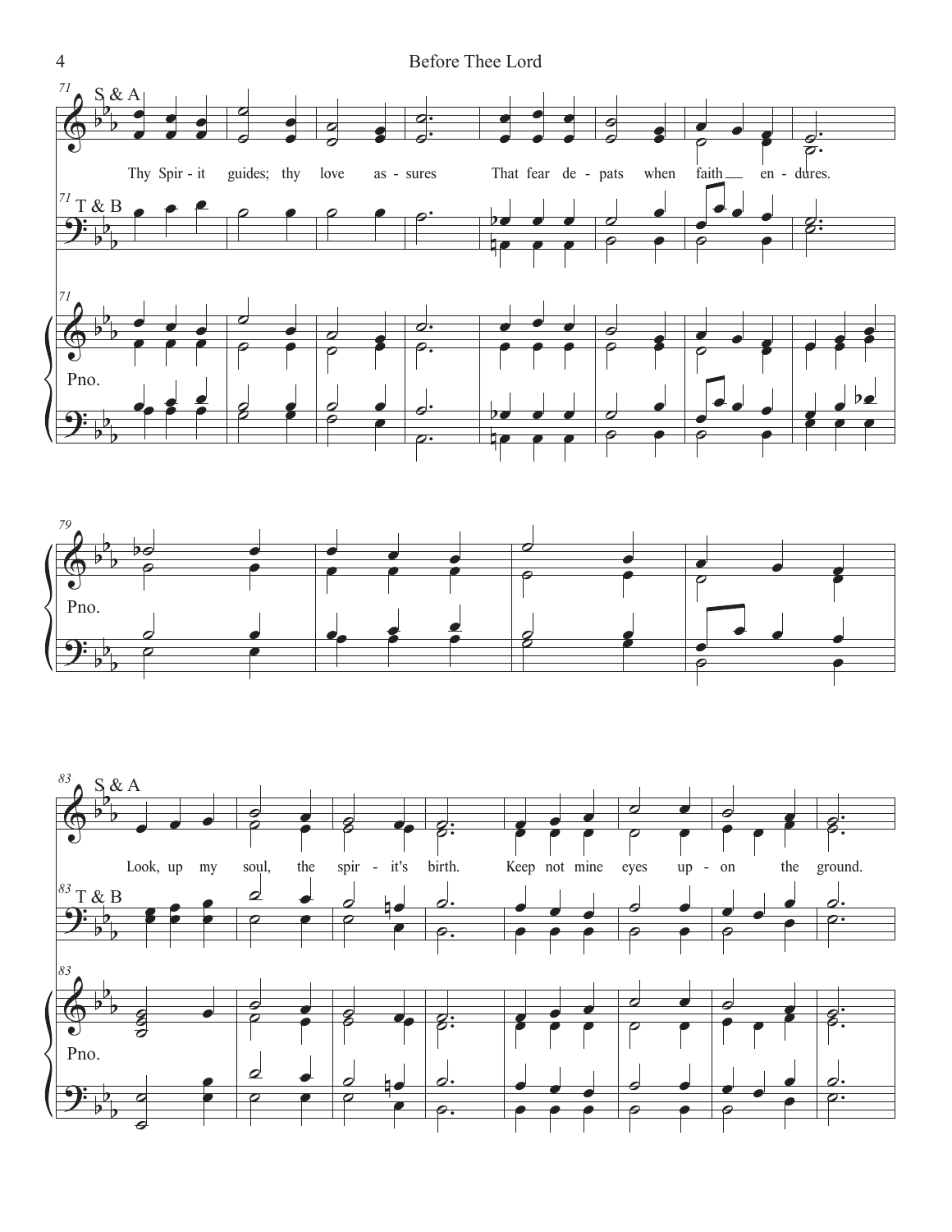S & A

Thy Spir - it guides; thy love as - sures That fear de - pats when faith __ en - dures.

T & B

Pno.

Pno.

S & A

Look, up my soul, the spir - it's birth. Keep not mine eyes up - on the ground.

T & B

Pno.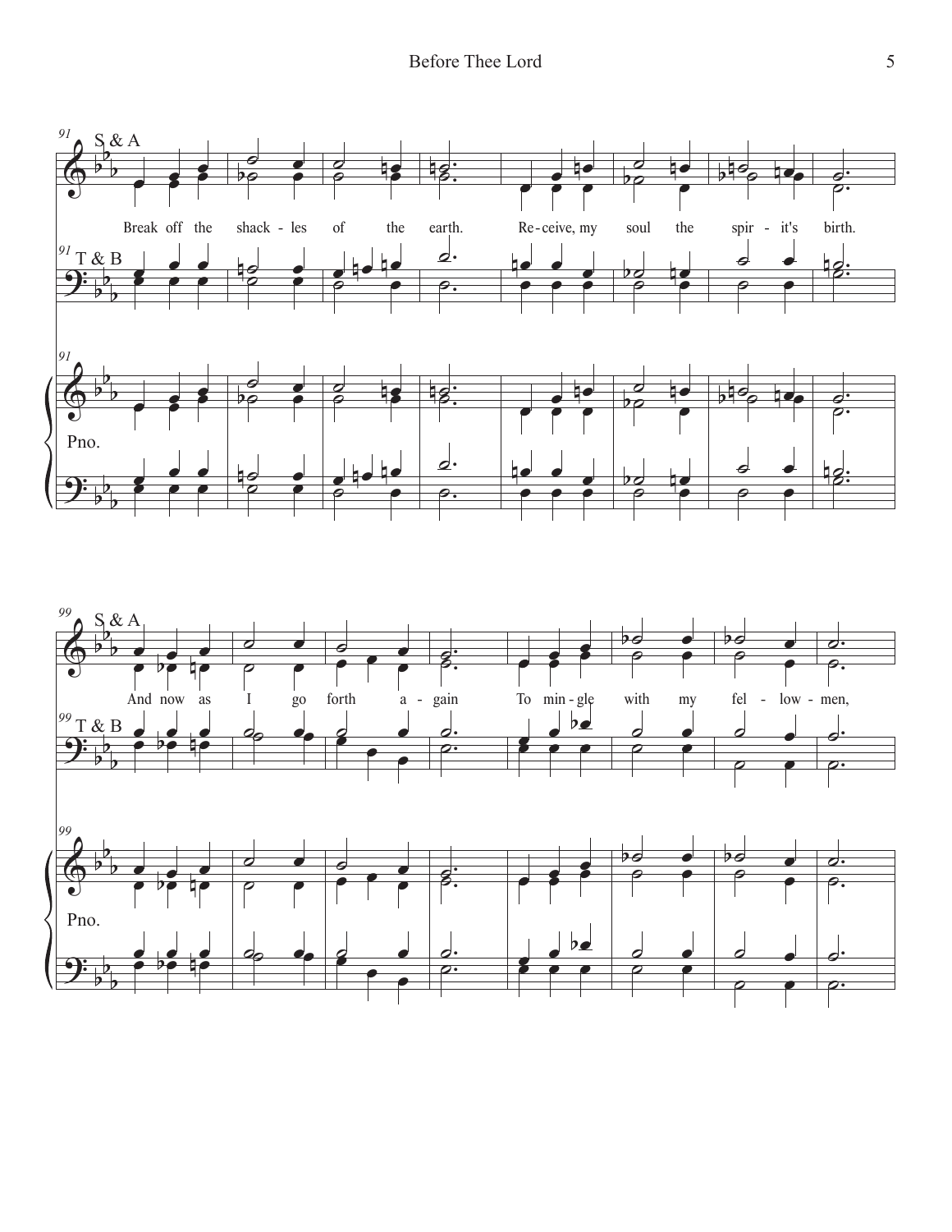91 S & A

Break off the shack - les of the earth. Re - ceive, my soul the spir - it's birth.

91 T & B

91

Pno.

99 S & A

And now as I go forth a - gain To min - gle with my fel - low - men,

99 T & B

99

Pno.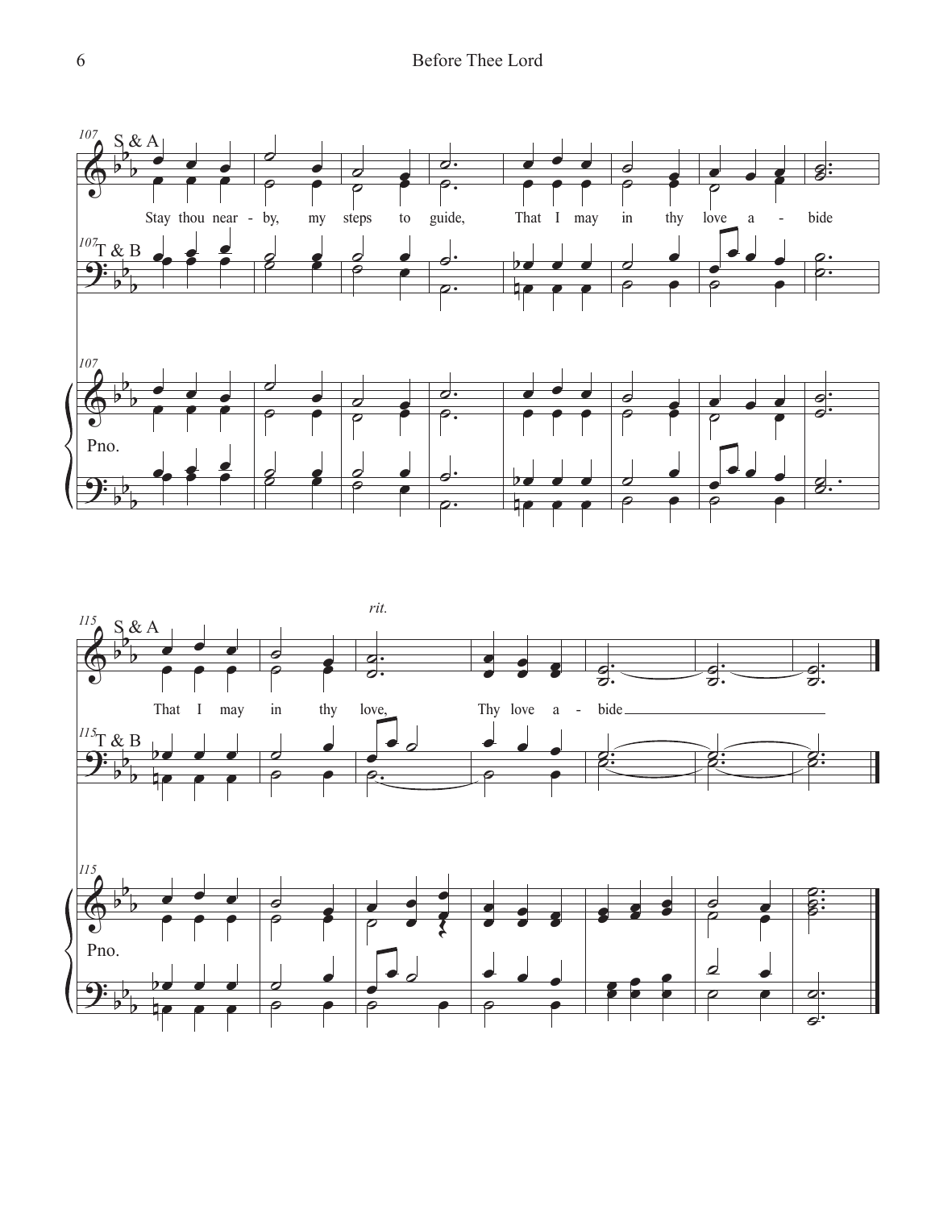S & A

Stay thou near - by, my steps to guide, That I may in thy love a - bide

T & B

Pno.

S & A

*rit.*

That I may in thy love, Thy love a - bide

T & B

Pno.